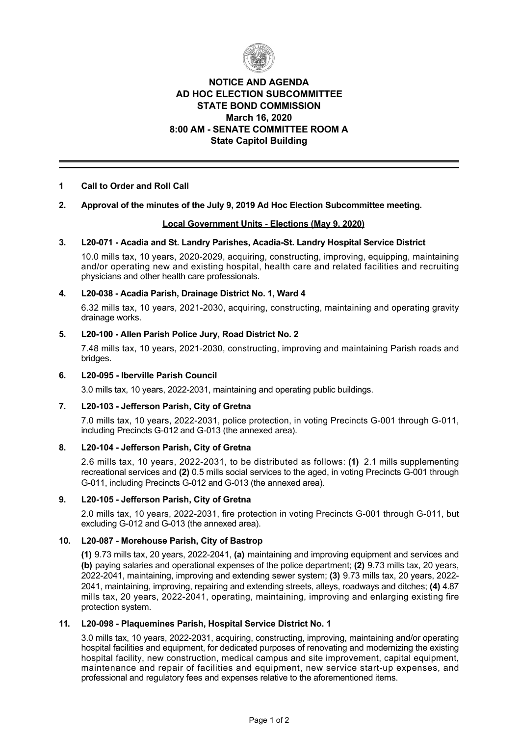# NOTICE AND AGENDA
# AD HOC ELECTION SUBCOMMITTEE
# STATE BOND COMMISSION
## March 16, 2020
## 8:00 AM - SENATE COMMITTEE ROOM A
## State Capitol Building

---

**1 Call to Order and Roll Call**

**2. Approval of the minutes of the July 9, 2019 Ad Hoc Election Subcommittee meeting.**

**Local Government Units - Elections (May 9, 2020)**

**3. L20-071 - Acadia and St. Landry Parishes, Acadia-St. Landry Hospital Service District**

10.0 mills tax, 10 years, 2020-2029, acquiring, constructing, improving, equipping, maintaining and/or operating new and existing hospital, health care and related facilities and recruiting physicians and other health care professionals.

**4. L20-038 - Acadia Parish, Drainage District No. 1, Ward 4**

6.32 mills tax, 10 years, 2021-2030, acquiring, constructing, maintaining and operating gravity drainage works.

**5. L20-100 - Allen Parish Police Jury, Road District No. 2**

7.48 mills tax, 10 years, 2021-2030, constructing, improving and maintaining Parish roads and bridges.

**6. L20-095 - Iberville Parish Council**

3.0 mills tax, 10 years, 2022-2031, maintaining and operating public buildings.

**7. L20-103 - Jefferson Parish, City of Gretna**

7.0 mills tax, 10 years, 2022-2031, police protection, in voting Precincts G-001 through G-011, including Precincts G-012 and G-013 (the annexed area).

**8. L20-104 - Jefferson Parish, City of Gretna**

2.6 mills tax, 10 years, 2022-2031, to be distributed as follows: **(1)** 2.1 mills supplementing recreational services and **(2)** 0.5 mills social services to the aged, in voting Precincts G-001 through G-011, including Precincts G-012 and G-013 (the annexed area).

**9. L20-105 - Jefferson Parish, City of Gretna**

2.0 mills tax, 10 years, 2022-2031, fire protection in voting Precincts G-001 through G-011, but excluding G-012 and G-013 (the annexed area).

**10. L20-087 - Morehouse Parish, City of Bastrop**

**(1)** 9.73 mills tax, 20 years, 2022-2041, **(a)** maintaining and improving equipment and services and **(b)** paying salaries and operational expenses of the police department; **(2)** 9.73 mills tax, 20 years, 2022-2041, maintaining, improving and extending sewer system; **(3)** 9.73 mills tax, 20 years, 2022-2041, maintaining, improving, repairing and extending streets, alleys, roadways and ditches; **(4)** 4.87 mills tax, 20 years, 2022-2041, operating, maintaining, improving and enlarging existing fire protection system.

**11. L20-098 - Plaquemines Parish, Hospital Service District No. 1**

3.0 mills tax, 10 years, 2022-2031, acquiring, constructing, improving, maintaining and/or operating hospital facilities and equipment, for dedicated purposes of renovating and modernizing the existing hospital facility, new construction, medical campus and site improvement, capital equipment, maintenance and repair of facilities and equipment, new service start-up expenses, and professional and regulatory fees and expenses relative to the aforementioned items.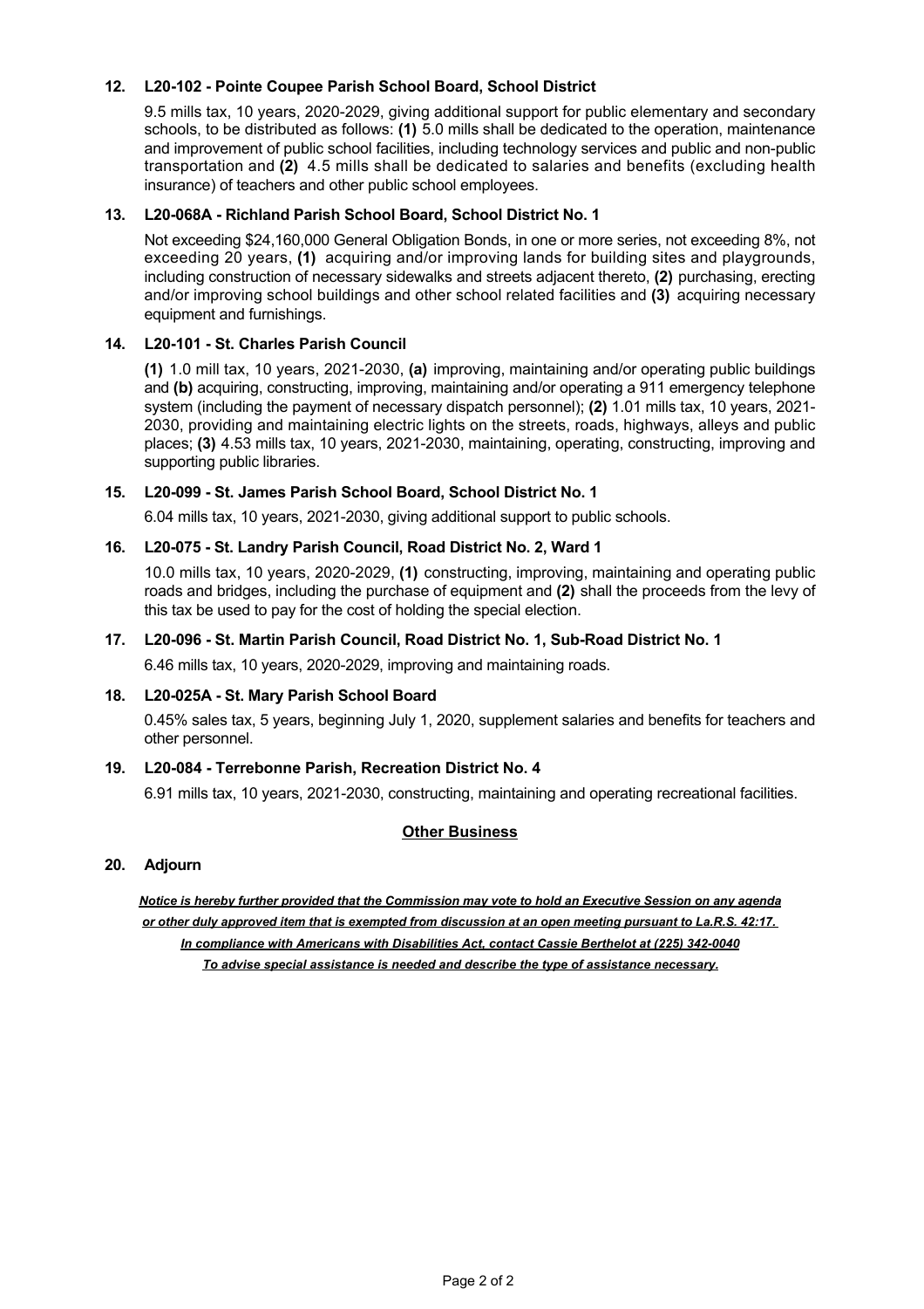**12. L20-102 - Pointe Coupee Parish School Board, School District**

9.5 mills tax, 10 years, 2020-2029, giving additional support for public elementary and secondary schools, to be distributed as follows: **(1)** 5.0 mills shall be dedicated to the operation, maintenance and improvement of public school facilities, including technology services and public and non-public transportation and **(2)** 4.5 mills shall be dedicated to salaries and benefits (excluding health insurance) of teachers and other public school employees.

**13. L20-068A - Richland Parish School Board, School District No. 1**

Not exceeding $24,160,000 General Obligation Bonds, in one or more series, not exceeding 8%, not exceeding 20 years, **(1)** acquiring and/or improving lands for building sites and playgrounds, including construction of necessary sidewalks and streets adjacent thereto, **(2)** purchasing, erecting and/or improving school buildings and other school related facilities and **(3)** acquiring necessary equipment and furnishings.

**14. L20-101 - St. Charles Parish Council**

**(1)** 1.0 mill tax, 10 years, 2021-2030, **(a)** improving, maintaining and/or operating public buildings and **(b)** acquiring, constructing, improving, maintaining and/or operating a 911 emergency telephone system (including the payment of necessary dispatch personnel); **(2)** 1.01 mills tax, 10 years, 2021-2030, providing and maintaining electric lights on the streets, roads, highways, alleys and public places; **(3)** 4.53 mills tax, 10 years, 2021-2030, maintaining, operating, constructing, improving and supporting public libraries.

**15. L20-099 - St. James Parish School Board, School District No. 1**

6.04 mills tax, 10 years, 2021-2030, giving additional support to public schools.

**16. L20-075 - St. Landry Parish Council, Road District No. 2, Ward 1**

10.0 mills tax, 10 years, 2020-2029, **(1)** constructing, improving, maintaining and operating public roads and bridges, including the purchase of equipment and **(2)** shall the proceeds from the levy of this tax be used to pay for the cost of holding the special election.

**17. L20-096 - St. Martin Parish Council, Road District No. 1, Sub-Road District No. 1**

6.46 mills tax, 10 years, 2020-2029, improving and maintaining roads.

**18. L20-025A - St. Mary Parish School Board**

0.45% sales tax, 5 years, beginning July 1, 2020, supplement salaries and benefits for teachers and other personnel.

**19. L20-084 - Terrebonne Parish, Recreation District No. 4**

6.91 mills tax, 10 years, 2021-2030, constructing, maintaining and operating recreational facilities.

## Other Business

**20. Adjourn**

***Notice is hereby further provided that the Commission may vote to hold an Executive Session on any agenda or other duly approved item that is exempted from discussion at an open meeting pursuant to La.R.S. 42:17.***

***In compliance with Americans with Disabilities Act, contact Cassie Berthelot at (225) 342-0040***

***To advise special assistance is needed and describe the type of assistance necessary.***